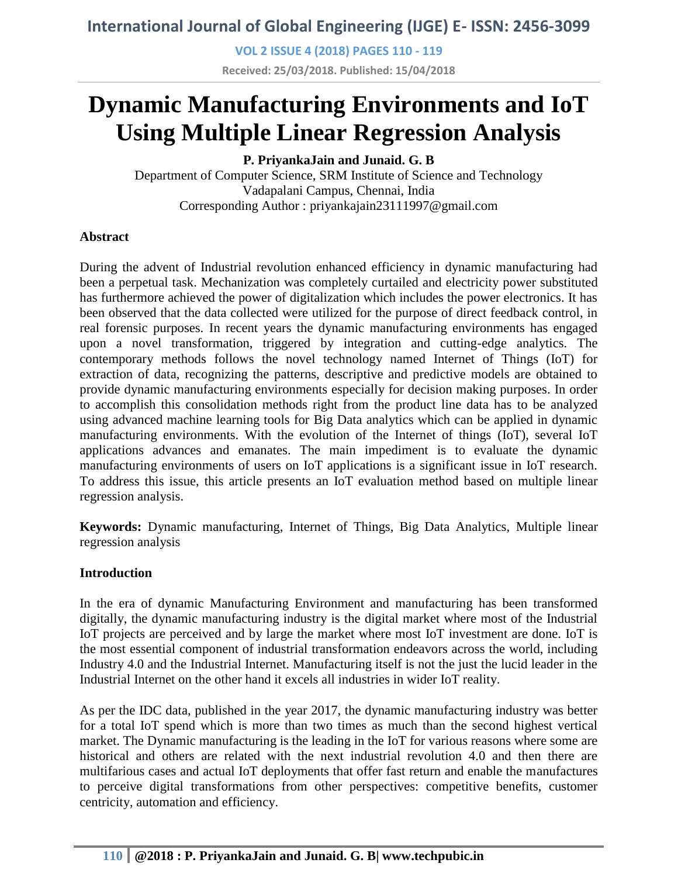# Dynamic Manufacturing Environments and IoT Using Multiple Linear Regression Analysis

**P. PriyankaJain and Junaid. G. B**

Department of Computer Science, SRM Institute of Science and Technology
Vadapalani Campus, Chennai, India
Corresponding Author : priyankajain23111997@gmail.com

## Abstract

During the advent of Industrial revolution enhanced efficiency in dynamic manufacturing had been a perpetual task. Mechanization was completely curtailed and electricity power substituted has furthermore achieved the power of digitalization which includes the power electronics. It has been observed that the data collected were utilized for the purpose of direct feedback control, in real forensic purposes. In recent years the dynamic manufacturing environments has engaged upon a novel transformation, triggered by integration and cutting-edge analytics. The contemporary methods follows the novel technology named Internet of Things (IoT) for extraction of data, recognizing the patterns, descriptive and predictive models are obtained to provide dynamic manufacturing environments especially for decision making purposes. In order to accomplish this consolidation methods right from the product line data has to be analyzed using advanced machine learning tools for Big Data analytics which can be applied in dynamic manufacturing environments. With the evolution of the Internet of things (IoT), several IoT applications advances and emanates. The main impediment is to evaluate the dynamic manufacturing environments of users on IoT applications is a significant issue in IoT research. To address this issue, this article presents an IoT evaluation method based on multiple linear regression analysis.

**Keywords:** Dynamic manufacturing, Internet of Things, Big Data Analytics, Multiple linear regression analysis

## Introduction

In the era of dynamic Manufacturing Environment and manufacturing has been transformed digitally, the dynamic manufacturing industry is the digital market where most of the Industrial IoT projects are perceived and by large the market where most IoT investment are done. IoT is the most essential component of industrial transformation endeavors across the world, including Industry 4.0 and the Industrial Internet. Manufacturing itself is not the just the lucid leader in the Industrial Internet on the other hand it excels all industries in wider IoT reality.

As per the IDC data, published in the year 2017, the dynamic manufacturing industry was better for a total IoT spend which is more than two times as much than the second highest vertical market. The Dynamic manufacturing is the leading in the IoT for various reasons where some are historical and others are related with the next industrial revolution 4.0 and then there are multifarious cases and actual IoT deployments that offer fast return and enable the manufactures to perceive digital transformations from other perspectives: competitive benefits, customer centricity, automation and efficiency.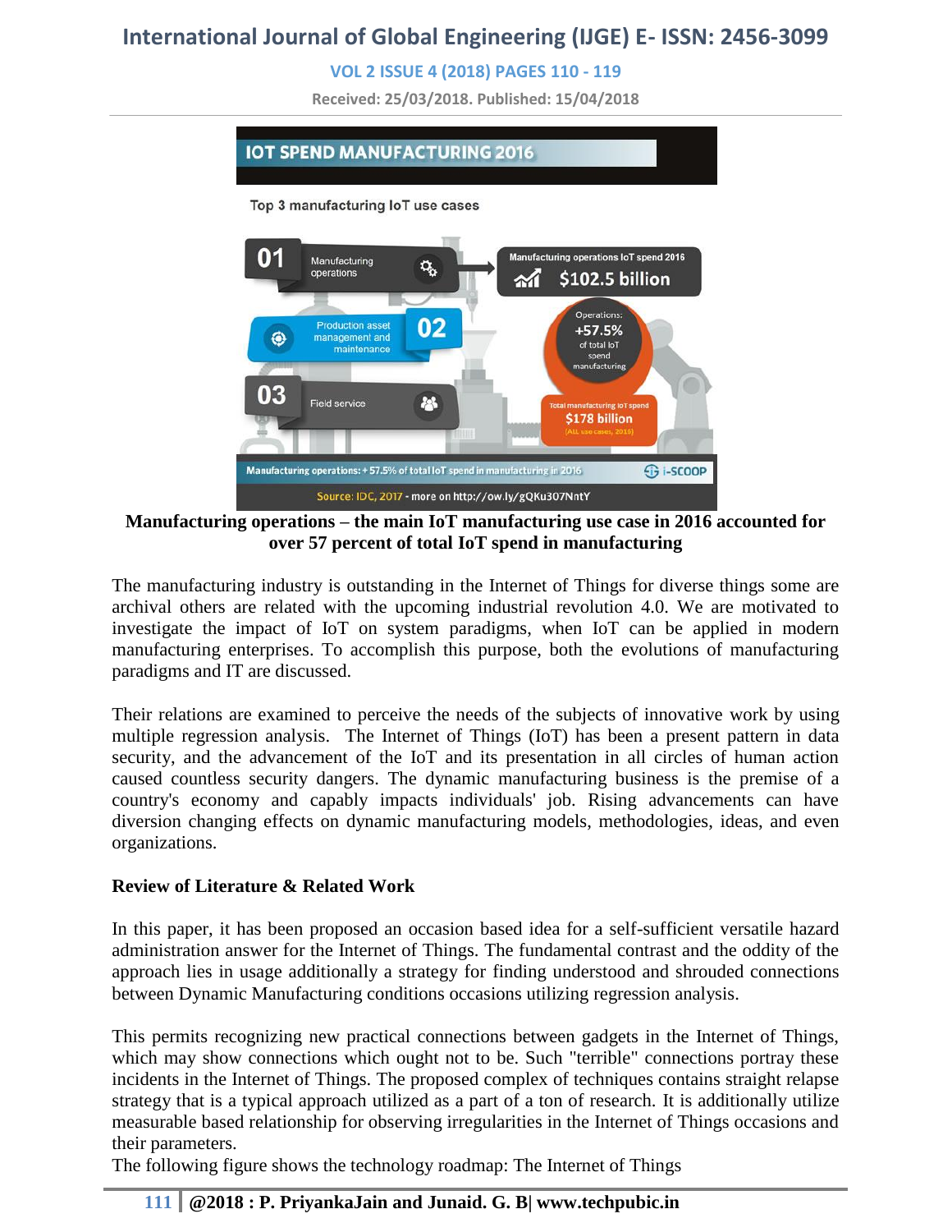**Manufacturing operations – the main IoT manufacturing use case in 2016 accounted for over 57 percent of total IoT spend in manufacturing**

The manufacturing industry is outstanding in the Internet of Things for diverse things some are archival others are related with the upcoming industrial revolution 4.0. We are motivated to investigate the impact of IoT on system paradigms, when IoT can be applied in modern manufacturing enterprises. To accomplish this purpose, both the evolutions of manufacturing paradigms and IT are discussed.

Their relations are examined to perceive the needs of the subjects of innovative work by using multiple regression analysis. The Internet of Things (IoT) has been a present pattern in data security, and the advancement of the IoT and its presentation in all circles of human action caused countless security dangers. The dynamic manufacturing business is the premise of a country's economy and capably impacts individuals' job. Rising advancements can have diversion changing effects on dynamic manufacturing models, methodologies, ideas, and even organizations.

**Review of Literature & Related Work**

In this paper, it has been proposed an occasion based idea for a self-sufficient versatile hazard administration answer for the Internet of Things. The fundamental contrast and the oddity of the approach lies in usage additionally a strategy for finding understood and shrouded connections between Dynamic Manufacturing conditions occasions utilizing regression analysis.

This permits recognizing new practical connections between gadgets in the Internet of Things, which may show connections which ought not to be. Such "terrible" connections portray these incidents in the Internet of Things. The proposed complex of techniques contains straight relapse strategy that is a typical approach utilized as a part of a ton of research. It is additionally utilize measurable based relationship for observing irregularities in the Internet of Things occasions and their parameters.

The following figure shows the technology roadmap: The Internet of Things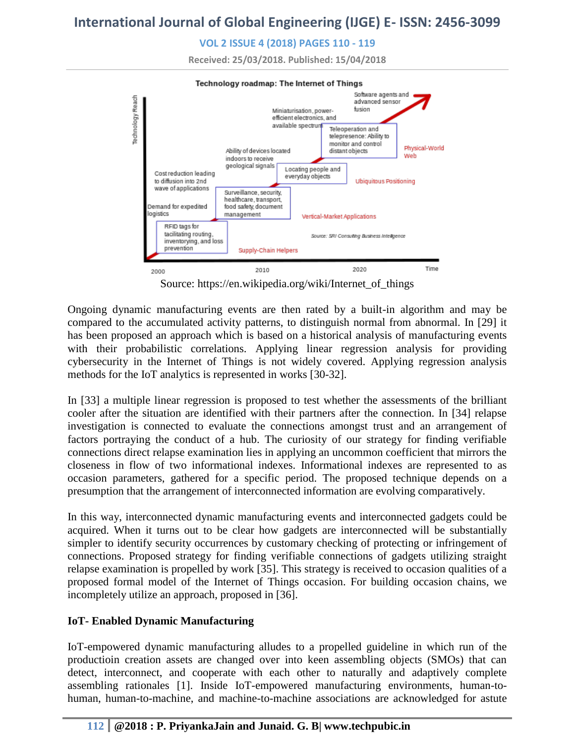Source: https://en.wikipedia.org/wiki/Internet_of_things

Ongoing dynamic manufacturing events are then rated by a built-in algorithm and may be compared to the accumulated activity patterns, to distinguish normal from abnormal. In [29] it has been proposed an approach which is based on a historical analysis of manufacturing events with their probabilistic correlations. Applying linear regression analysis for providing cybersecurity in the Internet of Things is not widely covered. Applying regression analysis methods for the IoT analytics is represented in works [30-32].

In [33] a multiple linear regression is proposed to test whether the assessments of the brilliant cooler after the situation are identified with their partners after the connection. In [34] relapse investigation is connected to evaluate the connections amongst trust and an arrangement of factors portraying the conduct of a hub. The curiosity of our strategy for finding verifiable connections direct relapse examination lies in applying an uncommon coefficient that mirrors the closeness in flow of two informational indexes. Informational indexes are represented to as occasion parameters, gathered for a specific period. The proposed technique depends on a presumption that the arrangement of interconnected information are evolving comparatively.

In this way, interconnected dynamic manufacturing events and interconnected gadgets could be acquired. When it turns out to be clear how gadgets are interconnected will be substantially simpler to identify security occurrences by customary checking of protecting or infringement of connections. Proposed strategy for finding verifiable connections of gadgets utilizing straight relapse examination is propelled by work [35]. This strategy is received to occasion qualities of a proposed formal model of the Internet of Things occasion. For building occasion chains, we incompletely utilize an approach, proposed in [36].

**IoT- Enabled Dynamic Manufacturing**

IoT-empowered dynamic manufacturing alludes to a propelled guideline in which run of the productioin creation assets are changed over into keen assembling objects (SMOs) that can detect, interconnect, and cooperate with each other to naturally and adaptively complete assembling rationales [1]. Inside IoT-empowered manufacturing environments, human-to-human, human-to-machine, and machine-to-machine associations are acknowledged for astute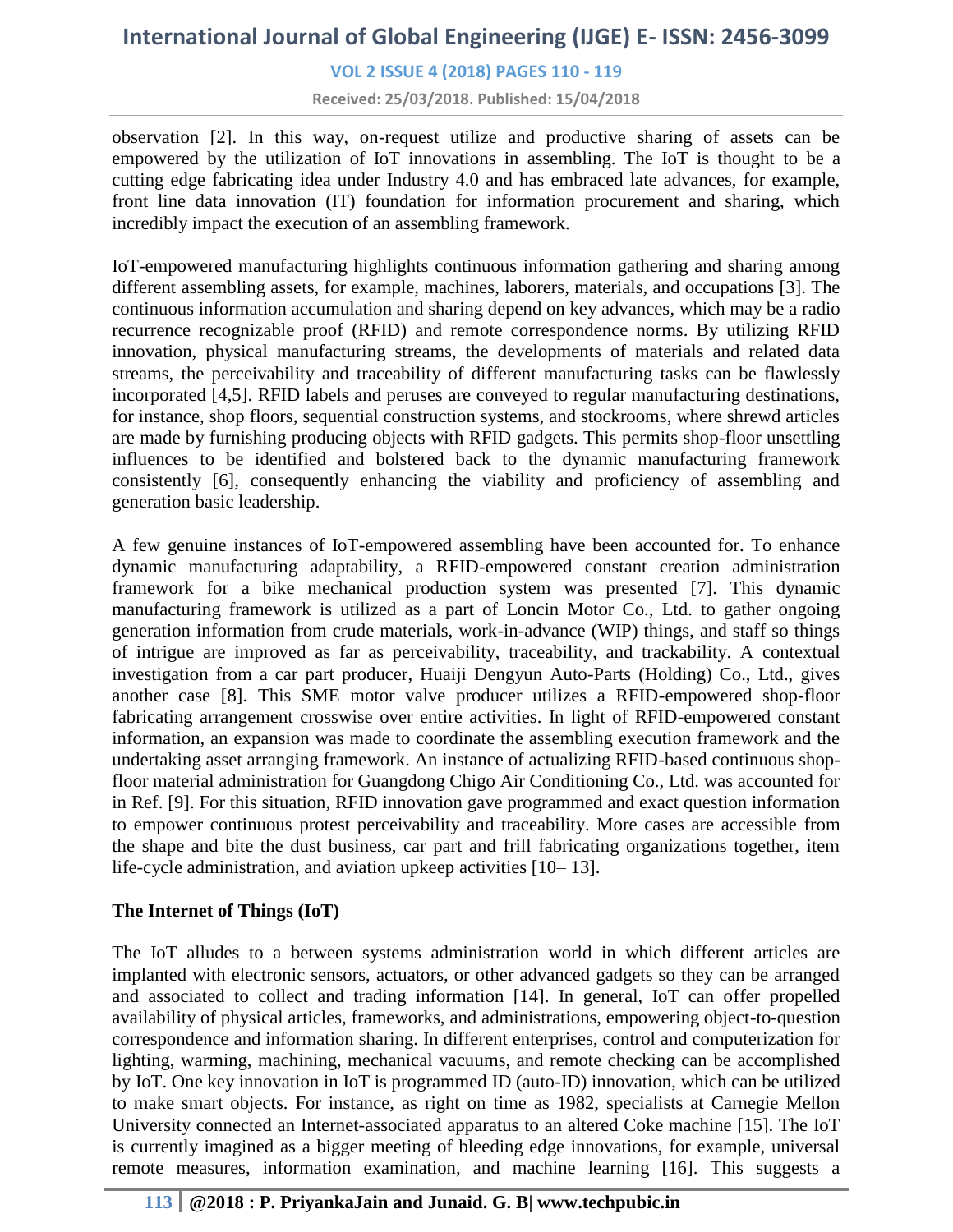observation [2]. In this way, on-request utilize and productive sharing of assets can be empowered by the utilization of IoT innovations in assembling. The IoT is thought to be a cutting edge fabricating idea under Industry 4.0 and has embraced late advances, for example, front line data innovation (IT) foundation for information procurement and sharing, which incredibly impact the execution of an assembling framework.

IoT-empowered manufacturing highlights continuous information gathering and sharing among different assembling assets, for example, machines, laborers, materials, and occupations [3]. The continuous information accumulation and sharing depend on key advances, which may be a radio recurrence recognizable proof (RFID) and remote correspondence norms. By utilizing RFID innovation, physical manufacturing streams, the developments of materials and related data streams, the perceivability and traceability of different manufacturing tasks can be flawlessly incorporated [4,5]. RFID labels and peruses are conveyed to regular manufacturing destinations, for instance, shop floors, sequential construction systems, and stockrooms, where shrewd articles are made by furnishing producing objects with RFID gadgets. This permits shop-floor unsettling influences to be identified and bolstered back to the dynamic manufacturing framework consistently [6], consequently enhancing the viability and proficiency of assembling and generation basic leadership.

A few genuine instances of IoT-empowered assembling have been accounted for. To enhance dynamic manufacturing adaptability, a RFID-empowered constant creation administration framework for a bike mechanical production system was presented [7]. This dynamic manufacturing framework is utilized as a part of Loncin Motor Co., Ltd. to gather ongoing generation information from crude materials, work-in-advance (WIP) things, and staff so things of intrigue are improved as far as perceivability, traceability, and trackability. A contextual investigation from a car part producer, Huaiji Dengyun Auto-Parts (Holding) Co., Ltd., gives another case [8]. This SME motor valve producer utilizes a RFID-empowered shop-floor fabricating arrangement crosswise over entire activities. In light of RFID-empowered constant information, an expansion was made to coordinate the assembling execution framework and the undertaking asset arranging framework. An instance of actualizing RFID-based continuous shop-floor material administration for Guangdong Chigo Air Conditioning Co., Ltd. was accounted for in Ref. [9]. For this situation, RFID innovation gave programmed and exact question information to empower continuous protest perceivability and traceability. More cases are accessible from the shape and bite the dust business, car part and frill fabricating organizations together, item life-cycle administration, and aviation upkeep activities [10– 13].

**The Internet of Things (IoT)**

The IoT alludes to a between systems administration world in which different articles are implanted with electronic sensors, actuators, or other advanced gadgets so they can be arranged and associated to collect and trading information [14]. In general, IoT can offer propelled availability of physical articles, frameworks, and administrations, empowering object-to-question correspondence and information sharing. In different enterprises, control and computerization for lighting, warming, machining, mechanical vacuums, and remote checking can be accomplished by IoT. One key innovation in IoT is programmed ID (auto-ID) innovation, which can be utilized to make smart objects. For instance, as right on time as 1982, specialists at Carnegie Mellon University connected an Internet-associated apparatus to an altered Coke machine [15]. The IoT is currently imagined as a bigger meeting of bleeding edge innovations, for example, universal remote measures, information examination, and machine learning [16]. This suggests a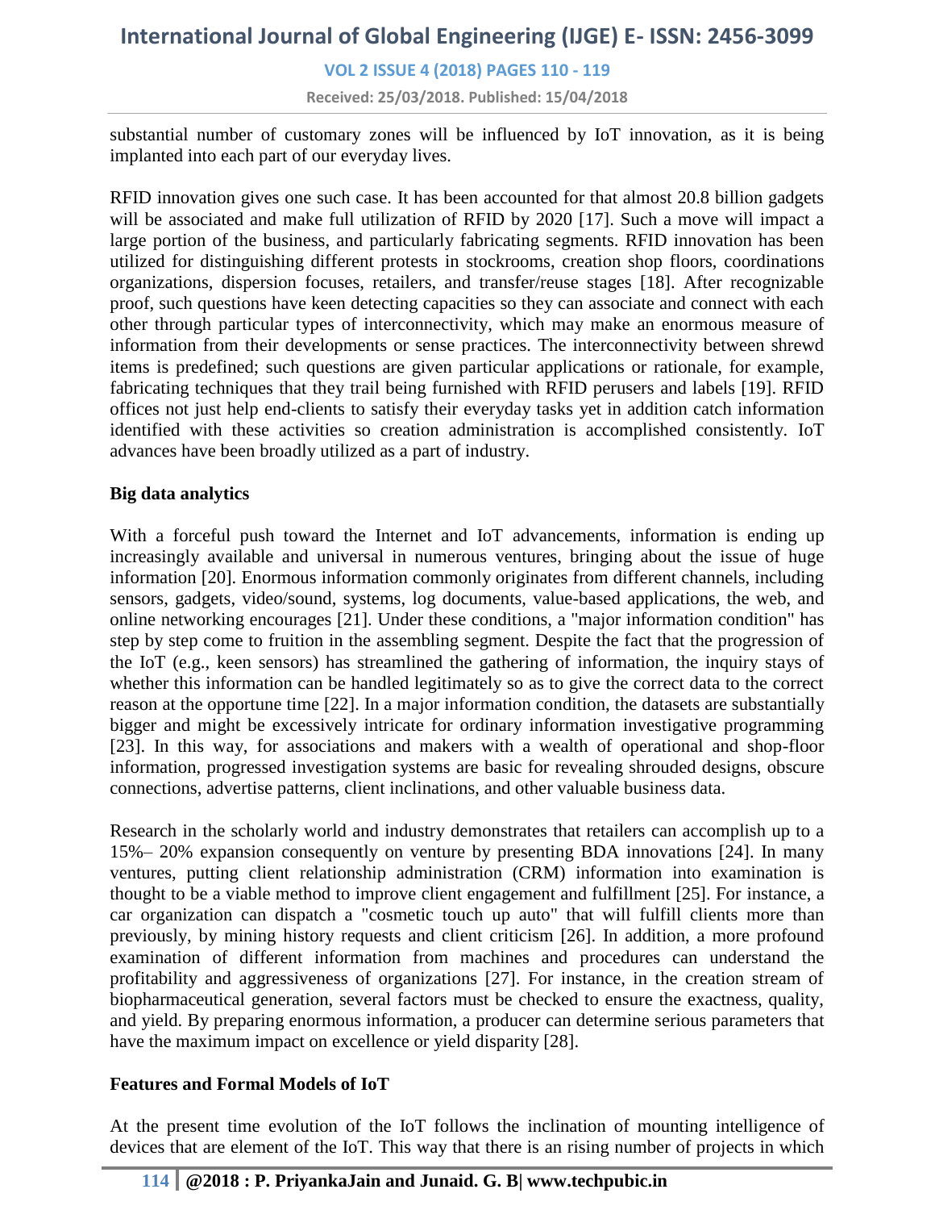substantial number of customary zones will be influenced by IoT innovation, as it is being implanted into each part of our everyday lives.

RFID innovation gives one such case. It has been accounted for that almost 20.8 billion gadgets will be associated and make full utilization of RFID by 2020 [17]. Such a move will impact a large portion of the business, and particularly fabricating segments. RFID innovation has been utilized for distinguishing different protests in stockrooms, creation shop floors, coordinations organizations, dispersion focuses, retailers, and transfer/reuse stages [18]. After recognizable proof, such questions have keen detecting capacities so they can associate and connect with each other through particular types of interconnectivity, which may make an enormous measure of information from their developments or sense practices. The interconnectivity between shrewd items is predefined; such questions are given particular applications or rationale, for example, fabricating techniques that they trail being furnished with RFID perusers and labels [19]. RFID offices not just help end-clients to satisfy their everyday tasks yet in addition catch information identified with these activities so creation administration is accomplished consistently. IoT advances have been broadly utilized as a part of industry.

**Big data analytics**

With a forceful push toward the Internet and IoT advancements, information is ending up increasingly available and universal in numerous ventures, bringing about the issue of huge information [20]. Enormous information commonly originates from different channels, including sensors, gadgets, video/sound, systems, log documents, value-based applications, the web, and online networking encourages [21]. Under these conditions, a "major information condition" has step by step come to fruition in the assembling segment. Despite the fact that the progression of the IoT (e.g., keen sensors) has streamlined the gathering of information, the inquiry stays of whether this information can be handled legitimately so as to give the correct data to the correct reason at the opportune time [22]. In a major information condition, the datasets are substantially bigger and might be excessively intricate for ordinary information investigative programming [23]. In this way, for associations and makers with a wealth of operational and shop-floor information, progressed investigation systems are basic for revealing shrouded designs, obscure connections, advertise patterns, client inclinations, and other valuable business data.

Research in the scholarly world and industry demonstrates that retailers can accomplish up to a 15%– 20% expansion consequently on venture by presenting BDA innovations [24]. In many ventures, putting client relationship administration (CRM) information into examination is thought to be a viable method to improve client engagement and fulfillment [25]. For instance, a car organization can dispatch a "cosmetic touch up auto" that will fulfill clients more than previously, by mining history requests and client criticism [26]. In addition, a more profound examination of different information from machines and procedures can understand the profitability and aggressiveness of organizations [27]. For instance, in the creation stream of biopharmaceutical generation, several factors must be checked to ensure the exactness, quality, and yield. By preparing enormous information, a producer can determine serious parameters that have the maximum impact on excellence or yield disparity [28].

**Features and Formal Models of IoT**

At the present time evolution of the IoT follows the inclination of mounting intelligence of devices that are element of the IoT. This way that there is an rising number of projects in which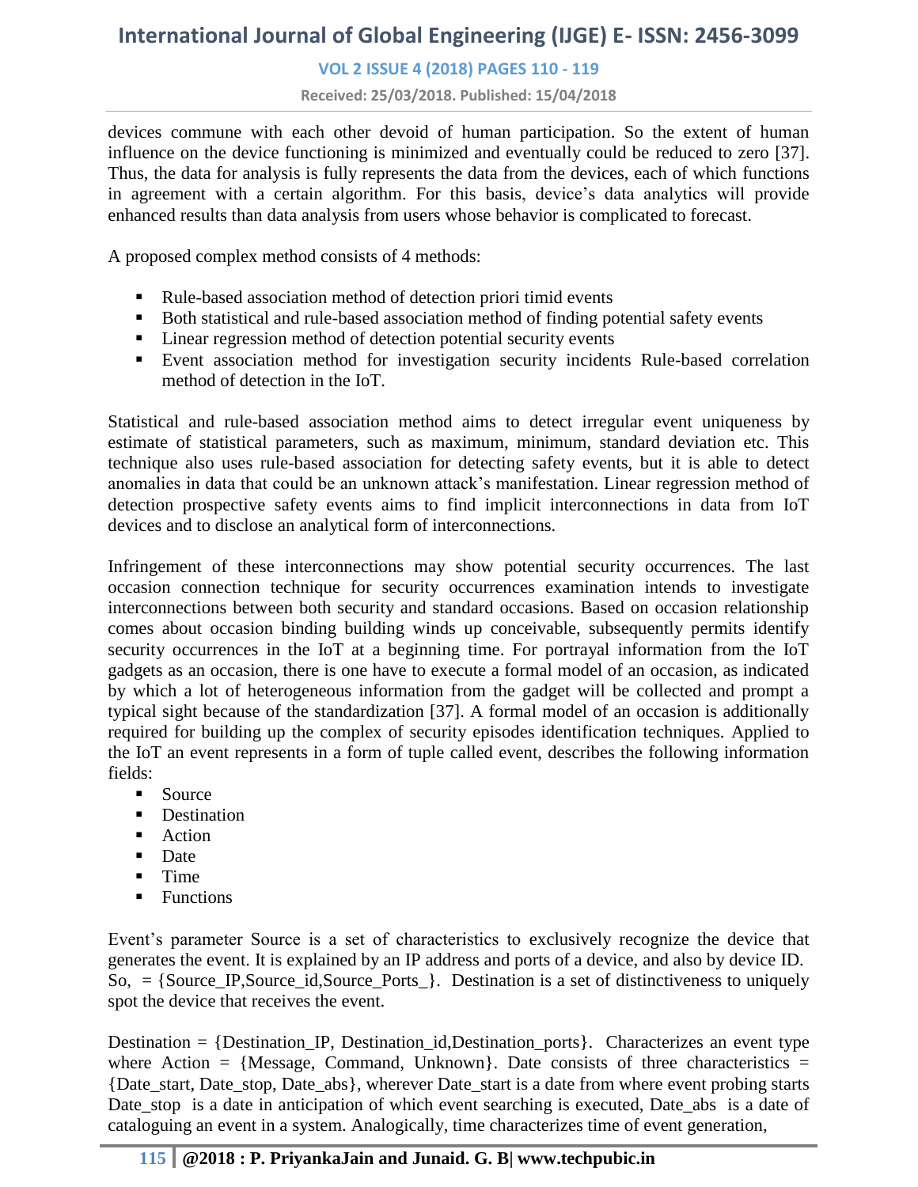devices commune with each other devoid of human participation. So the extent of human influence on the device functioning is minimized and eventually could be reduced to zero [37]. Thus, the data for analysis is fully represents the data from the devices, each of which functions in agreement with a certain algorithm. For this basis, device's data analytics will provide enhanced results than data analysis from users whose behavior is complicated to forecast.

A proposed complex method consists of 4 methods:

- Rule-based association method of detection priori timid events
- Both statistical and rule-based association method of finding potential safety events
- Linear regression method of detection potential security events
- Event association method for investigation security incidents Rule-based correlation method of detection in the IoT.

Statistical and rule-based association method aims to detect irregular event uniqueness by estimate of statistical parameters, such as maximum, minimum, standard deviation etc. This technique also uses rule-based association for detecting safety events, but it is able to detect anomalies in data that could be an unknown attack's manifestation. Linear regression method of detection prospective safety events aims to find implicit interconnections in data from IoT devices and to disclose an analytical form of interconnections.

Infringement of these interconnections may show potential security occurrences. The last occasion connection technique for security occurrences examination intends to investigate interconnections between both security and standard occasions. Based on occasion relationship comes about occasion binding building winds up conceivable, subsequently permits identify security occurrences in the IoT at a beginning time. For portrayal information from the IoT gadgets as an occasion, there is one have to execute a formal model of an occasion, as indicated by which a lot of heterogeneous information from the gadget will be collected and prompt a typical sight because of the standardization [37]. A formal model of an occasion is additionally required for building up the complex of security episodes identification techniques. Applied to the IoT an event represents in a form of tuple called event, describes the following information fields:

- Source
- Destination
- Action
- Date
- Time
- Functions

Event's parameter Source is a set of characteristics to exclusively recognize the device that generates the event. It is explained by an IP address and ports of a device, and also by device ID. So, = {Source_IP,Source_id,Source_Ports_}. Destination is a set of distinctiveness to uniquely spot the device that receives the event.

Destination = {Destination_IP, Destination_id,Destination_ports}. Characterizes an event type where Action = {Message, Command, Unknown}. Date consists of three characteristics = {Date_start, Date_stop, Date_abs}, wherever Date_start is a date from where event probing starts Date_stop is a date in anticipation of which event searching is executed, Date_abs is a date of cataloguing an event in a system. Analogically, time characterizes time of event generation,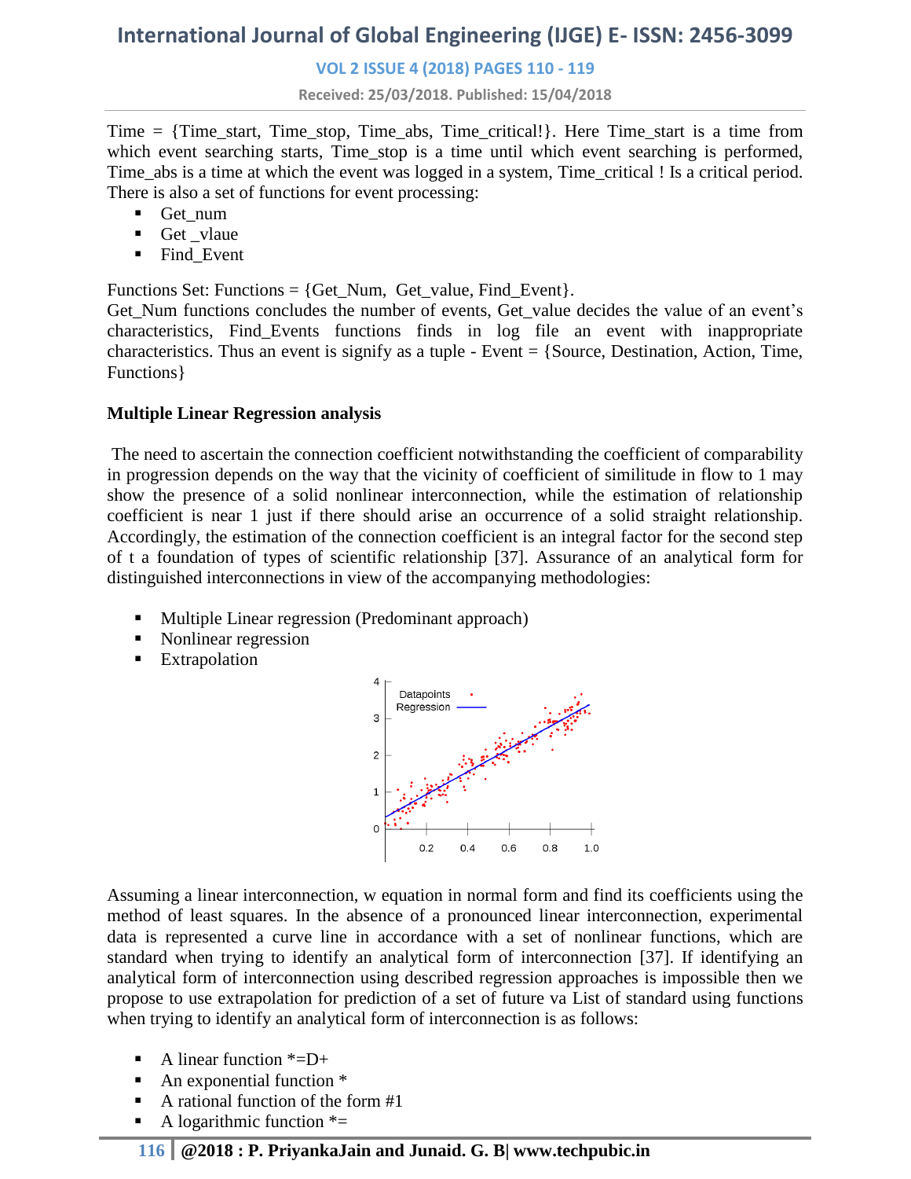Time = {Time_start, Time_stop, Time_abs, Time_critical!}. Here Time_start is a time from which event searching starts, Time_stop is a time until which event searching is performed, Time_abs is a time at which the event was logged in a system, Time_critical ! Is a critical period. There is also a set of functions for event processing:

- Get_num
- Get _vlaue
- Find_Event

Functions Set: Functions = {Get_Num,  Get_value, Find_Event}.
Get_Num functions concludes the number of events, Get_value decides the value of an event's characteristics, Find_Events functions finds in log file an event with inappropriate characteristics. Thus an event is signify as a tuple - Event = {Source, Destination, Action, Time, Functions}

**Multiple Linear Regression analysis**

The need to ascertain the connection coefficient notwithstanding the coefficient of comparability in progression depends on the way that the vicinity of coefficient of similitude in flow to 1 may show the presence of a solid nonlinear interconnection, while the estimation of relationship coefficient is near 1 just if there should arise an occurrence of a solid straight relationship. Accordingly, the estimation of the connection coefficient is an integral factor for the second step of t a foundation of types of scientific relationship [37]. Assurance of an analytical form for distinguished interconnections in view of the accompanying methodologies:

- Multiple Linear regression (Predominant approach)
- Nonlinear regression
- Extrapolation

Assuming a linear interconnection, w equation in normal form and find its coefficients using the method of least squares. In the absence of a pronounced linear interconnection, experimental data is represented a curve line in accordance with a set of nonlinear functions, which are standard when trying to identify an analytical form of interconnection [37]. If identifying an analytical form of interconnection using described regression approaches is impossible then we propose to use extrapolation for prediction of a set of future va List of standard using functions when trying to identify an analytical form of interconnection is as follows:

- A linear function *=D+
- An exponential function *
- A rational function of the form #1
- A logarithmic function *=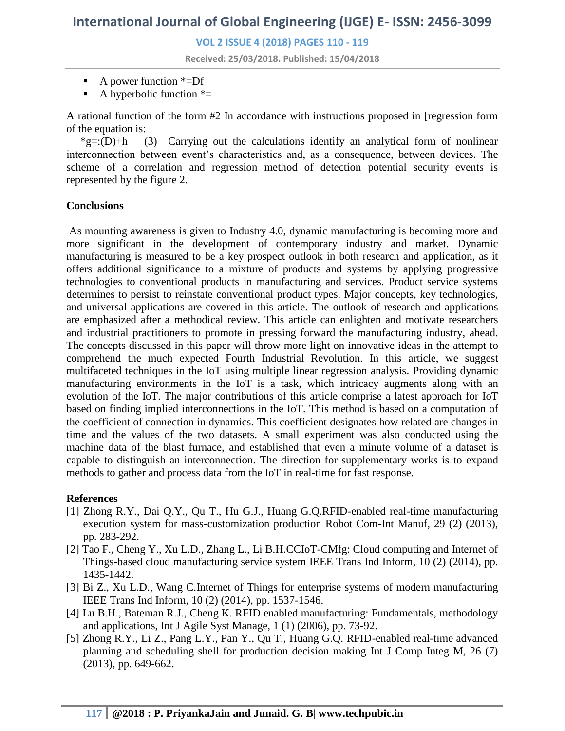- A power function *=Df
- A hyperbolic function *=

A rational function of the form #2 In accordance with instructions proposed in [regression form of the equation is:

*g=:(D)+h (3) Carrying out the calculations identify an analytical form of nonlinear interconnection between event's characteristics and, as a consequence, between devices. The scheme of a correlation and regression method of detection potential security events is represented by the figure 2.

**Conclusions**

As mounting awareness is given to Industry 4.0, dynamic manufacturing is becoming more and more significant in the development of contemporary industry and market. Dynamic manufacturing is measured to be a key prospect outlook in both research and application, as it offers additional significance to a mixture of products and systems by applying progressive technologies to conventional products in manufacturing and services. Product service systems determines to persist to reinstate conventional product types. Major concepts, key technologies, and universal applications are covered in this article. The outlook of research and applications are emphasized after a methodical review. This article can enlighten and motivate researchers and industrial practitioners to promote in pressing forward the manufacturing industry, ahead. The concepts discussed in this paper will throw more light on innovative ideas in the attempt to comprehend the much expected Fourth Industrial Revolution. In this article, we suggest multifaceted techniques in the IoT using multiple linear regression analysis. Providing dynamic manufacturing environments in the IoT is a task, which intricacy augments along with an evolution of the IoT. The major contributions of this article comprise a latest approach for IoT based on finding implied interconnections in the IoT. This method is based on a computation of the coefficient of connection in dynamics. This coefficient designates how related are changes in time and the values of the two datasets. A small experiment was also conducted using the machine data of the blast furnace, and established that even a minute volume of a dataset is capable to distinguish an interconnection. The direction for supplementary works is to expand methods to gather and process data from the IoT in real-time for fast response.

**References**

[1] Zhong R.Y., Dai Q.Y., Qu T., Hu G.J., Huang G.Q.RFID-enabled real-time manufacturing execution system for mass-customization production Robot Com-Int Manuf, 29 (2) (2013), pp. 283-292.

[2] Tao F., Cheng Y., Xu L.D., Zhang L., Li B.H.CCIoT-CMfg: Cloud computing and Internet of Things-based cloud manufacturing service system IEEE Trans Ind Inform, 10 (2) (2014), pp. 1435-1442.

[3] Bi Z., Xu L.D., Wang C.Internet of Things for enterprise systems of modern manufacturing IEEE Trans Ind Inform, 10 (2) (2014), pp. 1537-1546.

[4] Lu B.H., Bateman R.J., Cheng K. RFID enabled manufacturing: Fundamentals, methodology and applications, Int J Agile Syst Manage, 1 (1) (2006), pp. 73-92.

[5] Zhong R.Y., Li Z., Pang L.Y., Pan Y., Qu T., Huang G.Q. RFID-enabled real-time advanced planning and scheduling shell for production decision making Int J Comp Integ M, 26 (7) (2013), pp. 649-662.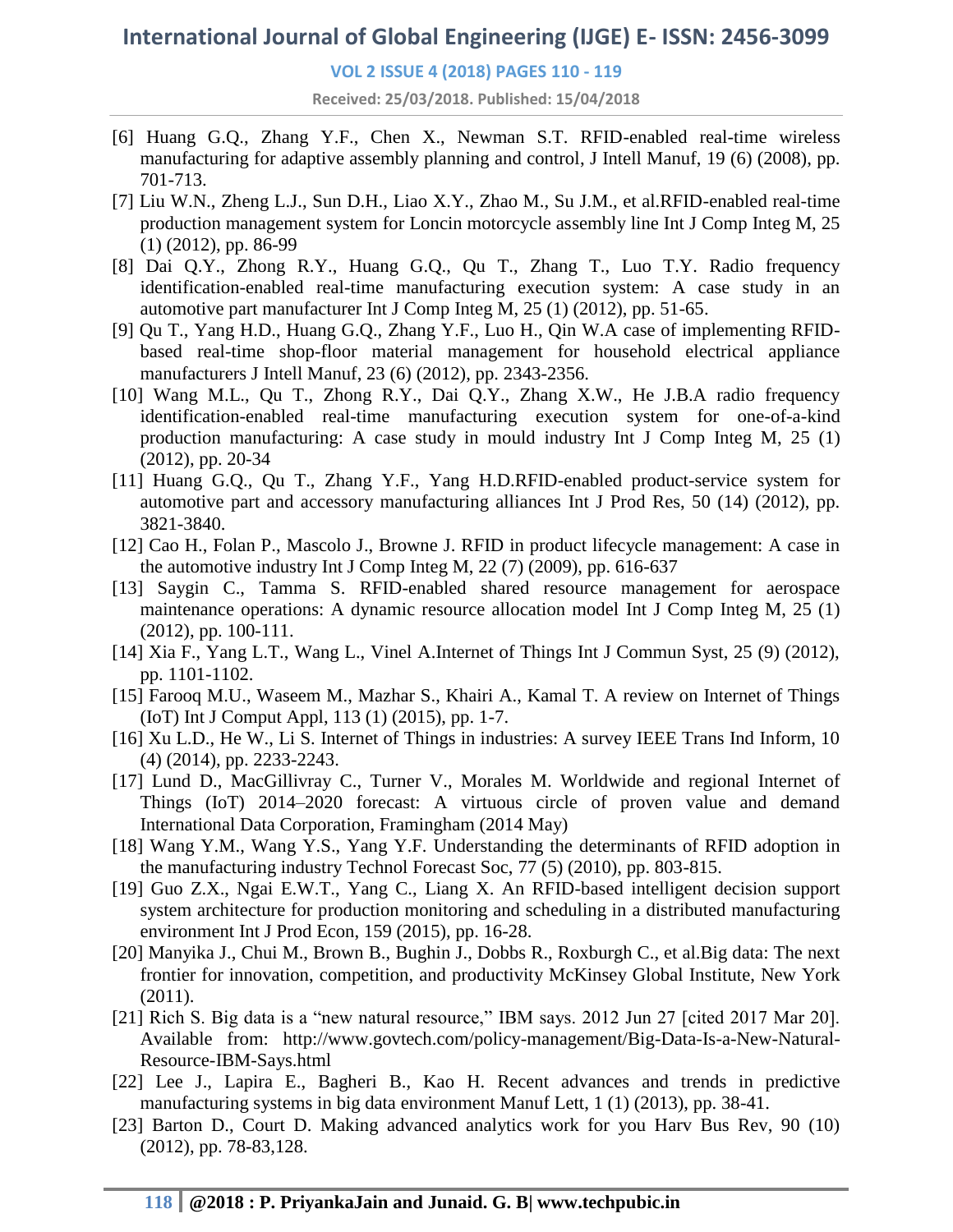[6] Huang G.Q., Zhang Y.F., Chen X., Newman S.T. RFID-enabled real-time wireless manufacturing for adaptive assembly planning and control, J Intell Manuf, 19 (6) (2008), pp. 701-713.

[7] Liu W.N., Zheng L.J., Sun D.H., Liao X.Y., Zhao M., Su J.M., et al.RFID-enabled real-time production management system for Loncin motorcycle assembly line Int J Comp Integ M, 25 (1) (2012), pp. 86-99

[8] Dai Q.Y., Zhong R.Y., Huang G.Q., Qu T., Zhang T., Luo T.Y. Radio frequency identification-enabled real-time manufacturing execution system: A case study in an automotive part manufacturer Int J Comp Integ M, 25 (1) (2012), pp. 51-65.

[9] Qu T., Yang H.D., Huang G.Q., Zhang Y.F., Luo H., Qin W.A case of implementing RFID-based real-time shop-floor material management for household electrical appliance manufacturers J Intell Manuf, 23 (6) (2012), pp. 2343-2356.

[10] Wang M.L., Qu T., Zhong R.Y., Dai Q.Y., Zhang X.W., He J.B.A radio frequency identification-enabled real-time manufacturing execution system for one-of-a-kind production manufacturing: A case study in mould industry Int J Comp Integ M, 25 (1) (2012), pp. 20-34

[11] Huang G.Q., Qu T., Zhang Y.F., Yang H.D.RFID-enabled product-service system for automotive part and accessory manufacturing alliances Int J Prod Res, 50 (14) (2012), pp. 3821-3840.

[12] Cao H., Folan P., Mascolo J., Browne J. RFID in product lifecycle management: A case in the automotive industry Int J Comp Integ M, 22 (7) (2009), pp. 616-637

[13] Saygin C., Tamma S. RFID-enabled shared resource management for aerospace maintenance operations: A dynamic resource allocation model Int J Comp Integ M, 25 (1) (2012), pp. 100-111.

[14] Xia F., Yang L.T., Wang L., Vinel A.Internet of Things Int J Commun Syst, 25 (9) (2012), pp. 1101-1102.

[15] Farooq M.U., Waseem M., Mazhar S., Khairi A., Kamal T. A review on Internet of Things (IoT) Int J Comput Appl, 113 (1) (2015), pp. 1-7.

[16] Xu L.D., He W., Li S. Internet of Things in industries: A survey IEEE Trans Ind Inform, 10 (4) (2014), pp. 2233-2243.

[17] Lund D., MacGillivray C., Turner V., Morales M. Worldwide and regional Internet of Things (IoT) 2014–2020 forecast: A virtuous circle of proven value and demand International Data Corporation, Framingham (2014 May)

[18] Wang Y.M., Wang Y.S., Yang Y.F. Understanding the determinants of RFID adoption in the manufacturing industry Technol Forecast Soc, 77 (5) (2010), pp. 803-815.

[19] Guo Z.X., Ngai E.W.T., Yang C., Liang X. An RFID-based intelligent decision support system architecture for production monitoring and scheduling in a distributed manufacturing environment Int J Prod Econ, 159 (2015), pp. 16-28.

[20] Manyika J., Chui M., Brown B., Bughin J., Dobbs R., Roxburgh C., et al.Big data: The next frontier for innovation, competition, and productivity McKinsey Global Institute, New York (2011).

[21] Rich S. Big data is a "new natural resource," IBM says. 2012 Jun 27 [cited 2017 Mar 20]. Available from: http://www.govtech.com/policy-management/Big-Data-Is-a-New-Natural-Resource-IBM-Says.html

[22] Lee J., Lapira E., Bagheri B., Kao H. Recent advances and trends in predictive manufacturing systems in big data environment Manuf Lett, 1 (1) (2013), pp. 38-41.

[23] Barton D., Court D. Making advanced analytics work for you Harv Bus Rev, 90 (10) (2012), pp. 78-83,128.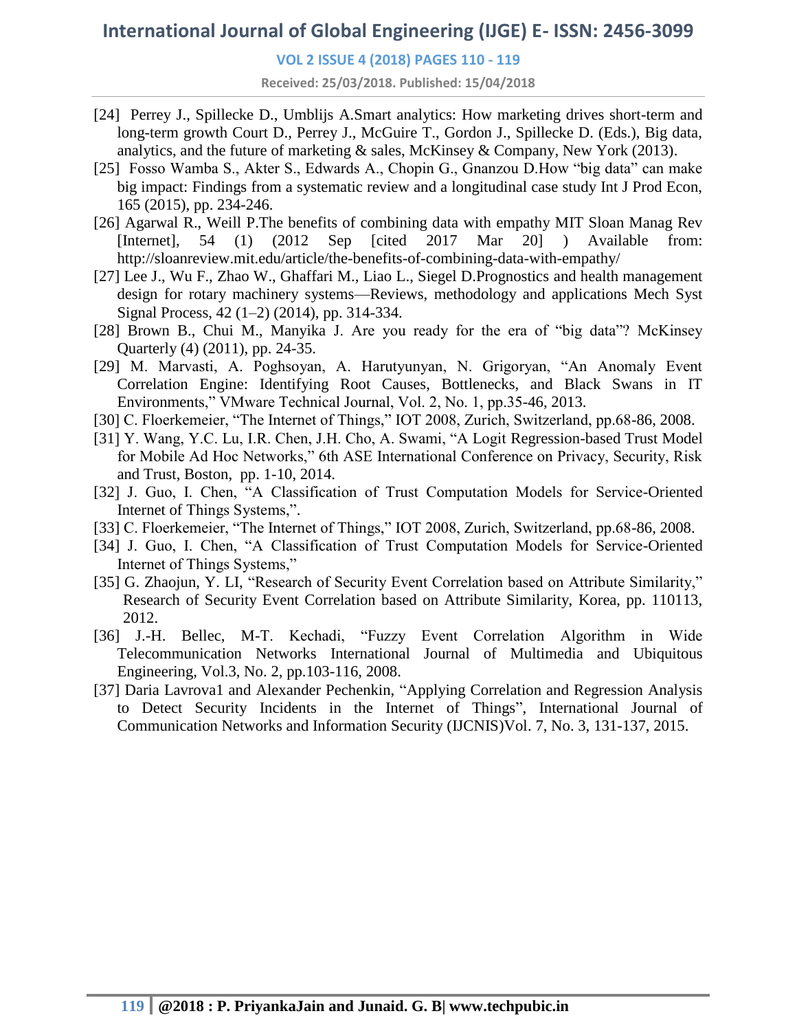[24] Perrey J., Spillecke D., Umblijs A.Smart analytics: How marketing drives short-term and long-term growth Court D., Perrey J., McGuire T., Gordon J., Spillecke D. (Eds.), Big data, analytics, and the future of marketing & sales, McKinsey & Company, New York (2013).

[25] Fosso Wamba S., Akter S., Edwards A., Chopin G., Gnanzou D.How "big data" can make big impact: Findings from a systematic review and a longitudinal case study Int J Prod Econ, 165 (2015), pp. 234-246.

[26] Agarwal R., Weill P.The benefits of combining data with empathy MIT Sloan Manag Rev [Internet], 54 (1) (2012 Sep [cited 2017 Mar 20] ) Available from: http://sloanreview.mit.edu/article/the-benefits-of-combining-data-with-empathy/

[27] Lee J., Wu F., Zhao W., Ghaffari M., Liao L., Siegel D.Prognostics and health management design for rotary machinery systems—Reviews, methodology and applications Mech Syst Signal Process, 42 (1–2) (2014), pp. 314-334.

[28] Brown B., Chui M., Manyika J. Are you ready for the era of "big data"? McKinsey Quarterly (4) (2011), pp. 24-35.

[29] M. Marvasti, A. Poghsoyan, A. Harutyunyan, N. Grigoryan, "An Anomaly Event Correlation Engine: Identifying Root Causes, Bottlenecks, and Black Swans in IT Environments," VMware Technical Journal, Vol. 2, No. 1, pp.35-46, 2013.

[30] C. Floerkemeier, "The Internet of Things," IOT 2008, Zurich, Switzerland, pp.68-86, 2008.

[31] Y. Wang, Y.C. Lu, I.R. Chen, J.H. Cho, A. Swami, "A Logit Regression-based Trust Model for Mobile Ad Hoc Networks," 6th ASE International Conference on Privacy, Security, Risk and Trust, Boston, pp. 1-10, 2014.

[32] J. Guo, I. Chen, "A Classification of Trust Computation Models for Service-Oriented Internet of Things Systems,".

[33] C. Floerkemeier, "The Internet of Things," IOT 2008, Zurich, Switzerland, pp.68-86, 2008.

[34] J. Guo, I. Chen, "A Classification of Trust Computation Models for Service-Oriented Internet of Things Systems,"

[35] G. Zhaojun, Y. LI, "Research of Security Event Correlation based on Attribute Similarity," Research of Security Event Correlation based on Attribute Similarity, Korea, pp. 110113, 2012.

[36] J.-H. Bellec, M-T. Kechadi, "Fuzzy Event Correlation Algorithm in Wide Telecommunication Networks International Journal of Multimedia and Ubiquitous Engineering, Vol.3, No. 2, pp.103-116, 2008.

[37] Daria Lavrova1 and Alexander Pechenkin, "Applying Correlation and Regression Analysis to Detect Security Incidents in the Internet of Things", International Journal of Communication Networks and Information Security (IJCNIS)Vol. 7, No. 3, 131-137, 2015.